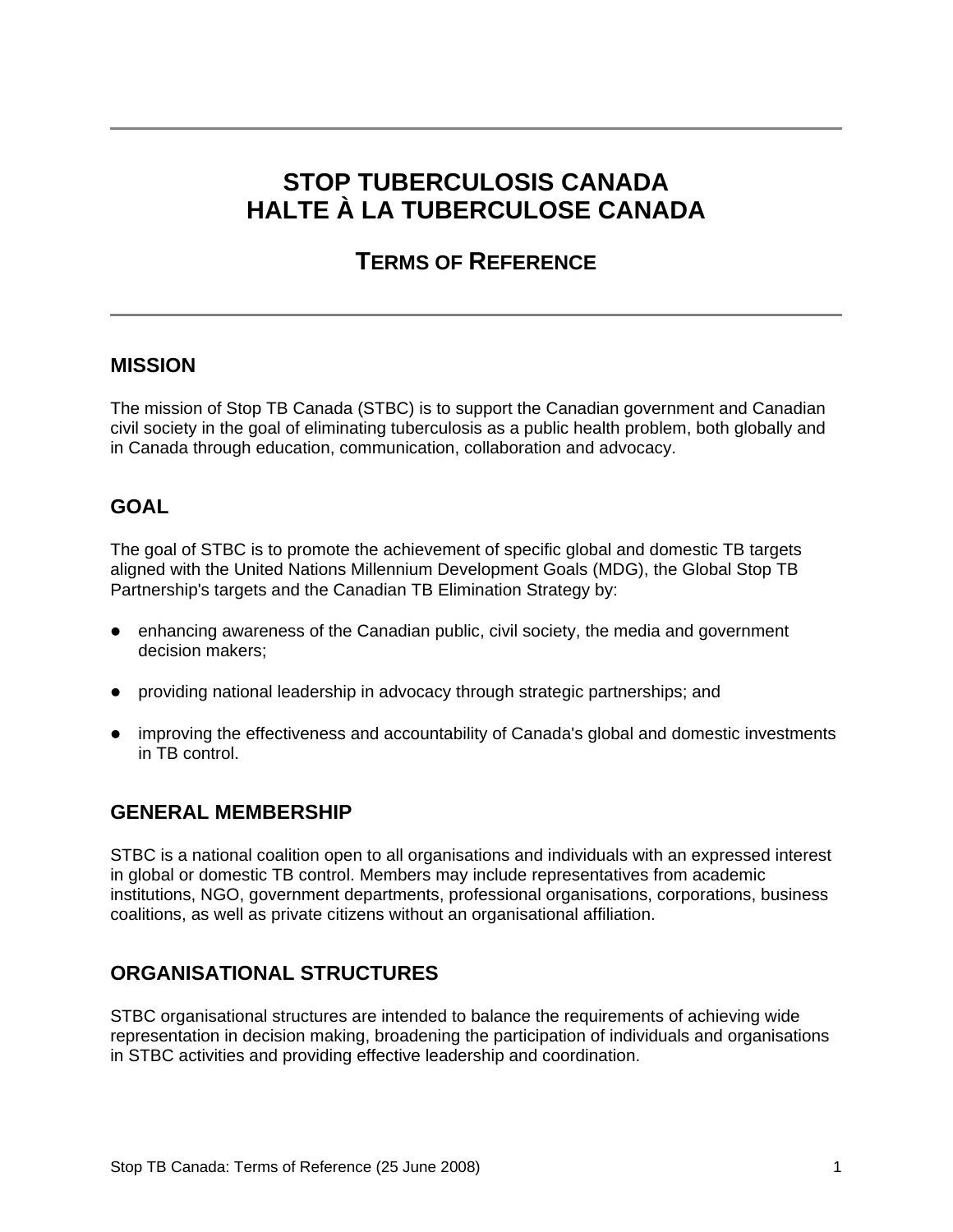# STOP TUBERCULOSIS CANADA
# HALTE À LA TUBERCULOSE CANADA

## TERMS OF REFERENCE

## MISSION

The mission of Stop TB Canada (STBC) is to support the Canadian government and Canadian civil society in the goal of eliminating tuberculosis as a public health problem, both globally and in Canada through education, communication, collaboration and advocacy.

## GOAL

The goal of STBC is to promote the achievement of specific global and domestic TB targets aligned with the United Nations Millennium Development Goals (MDG), the Global Stop TB Partnership's targets and the Canadian TB Elimination Strategy by:

- enhancing awareness of the Canadian public, civil society, the media and government decision makers;
- providing national leadership in advocacy through strategic partnerships; and
- improving the effectiveness and accountability of Canada's global and domestic investments in TB control.

## GENERAL MEMBERSHIP

STBC is a national coalition open to all organisations and individuals with an expressed interest in global or domestic TB control. Members may include representatives from academic institutions, NGO, government departments, professional organisations, corporations, business coalitions, as well as private citizens without an organisational affiliation.

## ORGANISATIONAL STRUCTURES

STBC organisational structures are intended to balance the requirements of achieving wide representation in decision making, broadening the participation of individuals and organisations in STBC activities and providing effective leadership and coordination.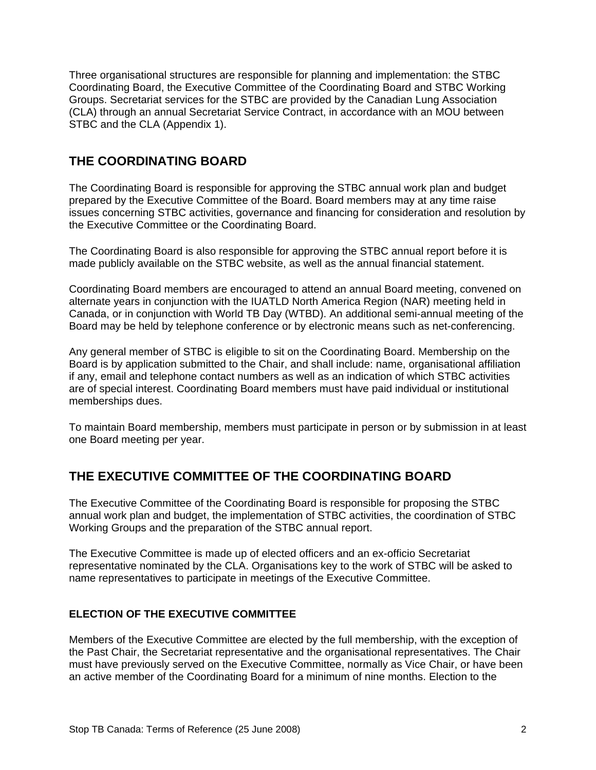Three organisational structures are responsible for planning and implementation: the STBC Coordinating Board, the Executive Committee of the Coordinating Board and STBC Working Groups. Secretariat services for the STBC are provided by the Canadian Lung Association (CLA) through an annual Secretariat Service Contract, in accordance with an MOU between STBC and the CLA (Appendix 1).

## THE COORDINATING BOARD

The Coordinating Board is responsible for approving the STBC annual work plan and budget prepared by the Executive Committee of the Board. Board members may at any time raise issues concerning STBC activities, governance and financing for consideration and resolution by the Executive Committee or the Coordinating Board.

The Coordinating Board is also responsible for approving the STBC annual report before it is made publicly available on the STBC website, as well as the annual financial statement.

Coordinating Board members are encouraged to attend an annual Board meeting, convened on alternate years in conjunction with the IUATLD North America Region (NAR) meeting held in Canada, or in conjunction with World TB Day (WTBD). An additional semi-annual meeting of the Board may be held by telephone conference or by electronic means such as net-conferencing.

Any general member of STBC is eligible to sit on the Coordinating Board. Membership on the Board is by application submitted to the Chair, and shall include: name, organisational affiliation if any, email and telephone contact numbers as well as an indication of which STBC activities are of special interest. Coordinating Board members must have paid individual or institutional memberships dues.

To maintain Board membership, members must participate in person or by submission in at least one Board meeting per year.

## THE EXECUTIVE COMMITTEE OF THE COORDINATING BOARD

The Executive Committee of the Coordinating Board is responsible for proposing the STBC annual work plan and budget, the implementation of STBC activities, the coordination of STBC Working Groups and the preparation of the STBC annual report.

The Executive Committee is made up of elected officers and an ex-officio Secretariat representative nominated by the CLA. Organisations key to the work of STBC will be asked to name representatives to participate in meetings of the Executive Committee.

### ELECTION OF THE EXECUTIVE COMMITTEE

Members of the Executive Committee are elected by the full membership, with the exception of the Past Chair, the Secretariat representative and the organisational representatives. The Chair must have previously served on the Executive Committee, normally as Vice Chair, or have been an active member of the Coordinating Board for a minimum of nine months. Election to the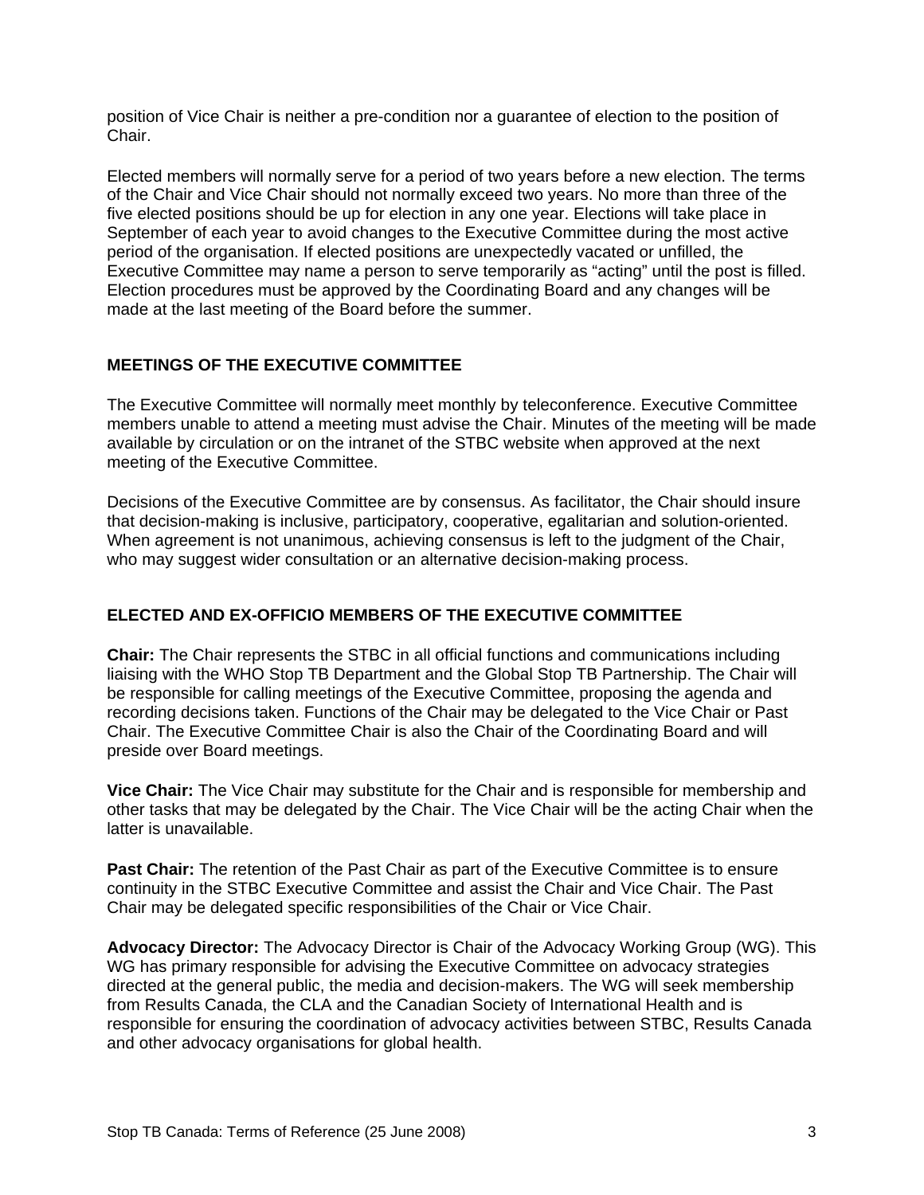position of Vice Chair is neither a pre-condition nor a guarantee of election to the position of Chair.

Elected members will normally serve for a period of two years before a new election. The terms of the Chair and Vice Chair should not normally exceed two years. No more than three of the five elected positions should be up for election in any one year. Elections will take place in September of each year to avoid changes to the Executive Committee during the most active period of the organisation. If elected positions are unexpectedly vacated or unfilled, the Executive Committee may name a person to serve temporarily as "acting" until the post is filled. Election procedures must be approved by the Coordinating Board and any changes will be made at the last meeting of the Board before the summer.

## MEETINGS OF THE EXECUTIVE COMMITTEE

The Executive Committee will normally meet monthly by teleconference. Executive Committee members unable to attend a meeting must advise the Chair. Minutes of the meeting will be made available by circulation or on the intranet of the STBC website when approved at the next meeting of the Executive Committee.

Decisions of the Executive Committee are by consensus. As facilitator, the Chair should insure that decision-making is inclusive, participatory, cooperative, egalitarian and solution-oriented. When agreement is not unanimous, achieving consensus is left to the judgment of the Chair, who may suggest wider consultation or an alternative decision-making process.

## ELECTED AND EX-OFFICIO MEMBERS OF THE EXECUTIVE COMMITTEE

**Chair:** The Chair represents the STBC in all official functions and communications including liaising with the WHO Stop TB Department and the Global Stop TB Partnership. The Chair will be responsible for calling meetings of the Executive Committee, proposing the agenda and recording decisions taken. Functions of the Chair may be delegated to the Vice Chair or Past Chair. The Executive Committee Chair is also the Chair of the Coordinating Board and will preside over Board meetings.

**Vice Chair:** The Vice Chair may substitute for the Chair and is responsible for membership and other tasks that may be delegated by the Chair. The Vice Chair will be the acting Chair when the latter is unavailable.

**Past Chair:** The retention of the Past Chair as part of the Executive Committee is to ensure continuity in the STBC Executive Committee and assist the Chair and Vice Chair. The Past Chair may be delegated specific responsibilities of the Chair or Vice Chair.

**Advocacy Director:** The Advocacy Director is Chair of the Advocacy Working Group (WG). This WG has primary responsible for advising the Executive Committee on advocacy strategies directed at the general public, the media and decision-makers. The WG will seek membership from Results Canada, the CLA and the Canadian Society of International Health and is responsible for ensuring the coordination of advocacy activities between STBC, Results Canada and other advocacy organisations for global health.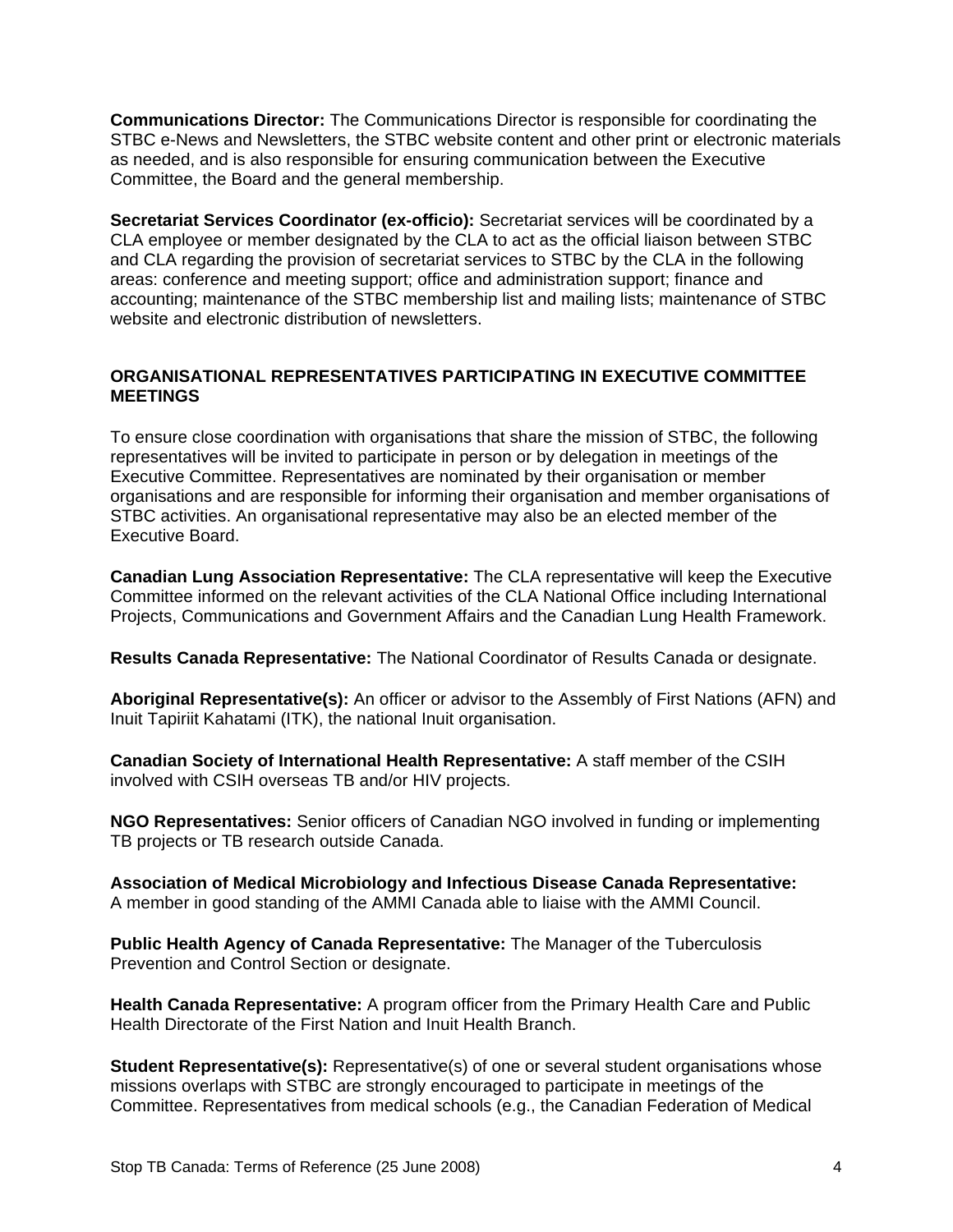**Communications Director:** The Communications Director is responsible for coordinating the STBC e-News and Newsletters, the STBC website content and other print or electronic materials as needed, and is also responsible for ensuring communication between the Executive Committee, the Board and the general membership.

**Secretariat Services Coordinator (ex-officio):** Secretariat services will be coordinated by a CLA employee or member designated by the CLA to act as the official liaison between STBC and CLA regarding the provision of secretariat services to STBC by the CLA in the following areas: conference and meeting support; office and administration support; finance and accounting; maintenance of the STBC membership list and mailing lists; maintenance of STBC website and electronic distribution of newsletters.

## ORGANISATIONAL REPRESENTATIVES PARTICIPATING IN EXECUTIVE COMMITTEE MEETINGS

To ensure close coordination with organisations that share the mission of STBC, the following representatives will be invited to participate in person or by delegation in meetings of the Executive Committee. Representatives are nominated by their organisation or member organisations and are responsible for informing their organisation and member organisations of STBC activities. An organisational representative may also be an elected member of the Executive Board.

**Canadian Lung Association Representative:** The CLA representative will keep the Executive Committee informed on the relevant activities of the CLA National Office including International Projects, Communications and Government Affairs and the Canadian Lung Health Framework.

**Results Canada Representative:** The National Coordinator of Results Canada or designate.

**Aboriginal Representative(s):** An officer or advisor to the Assembly of First Nations (AFN) and Inuit Tapiriit Kahatami (ITK), the national Inuit organisation.

**Canadian Society of International Health Representative:** A staff member of the CSIH involved with CSIH overseas TB and/or HIV projects.

**NGO Representatives:** Senior officers of Canadian NGO involved in funding or implementing TB projects or TB research outside Canada.

**Association of Medical Microbiology and Infectious Disease Canada Representative:** A member in good standing of the AMMI Canada able to liaise with the AMMI Council.

**Public Health Agency of Canada Representative:** The Manager of the Tuberculosis Prevention and Control Section or designate.

**Health Canada Representative:** A program officer from the Primary Health Care and Public Health Directorate of the First Nation and Inuit Health Branch.

**Student Representative(s):** Representative(s) of one or several student organisations whose missions overlaps with STBC are strongly encouraged to participate in meetings of the Committee. Representatives from medical schools (e.g., the Canadian Federation of Medical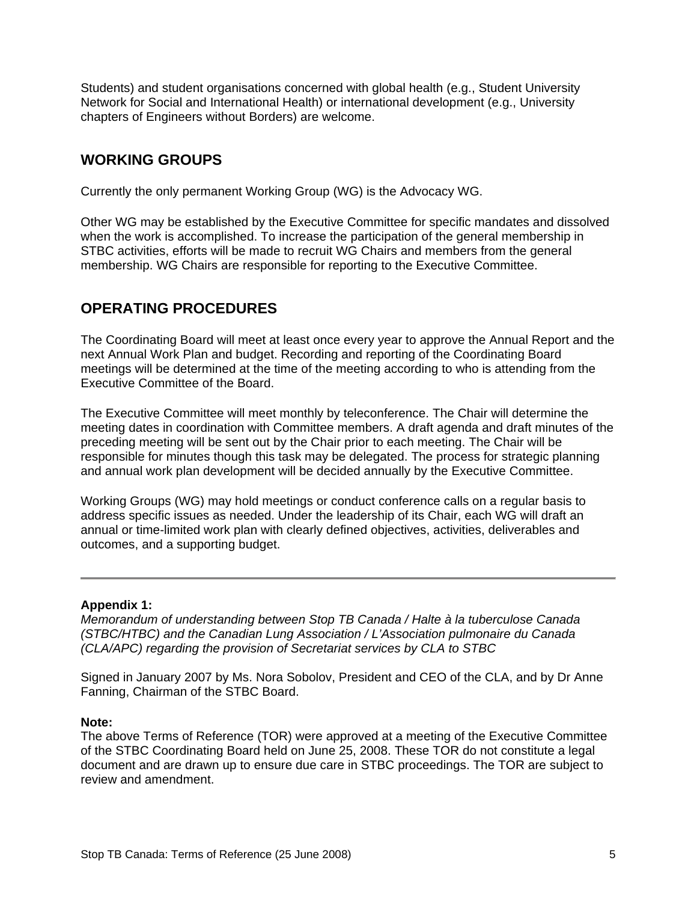Students) and student organisations concerned with global health (e.g., Student University Network for Social and International Health) or international development (e.g., University chapters of Engineers without Borders) are welcome.

## WORKING GROUPS

Currently the only permanent Working Group (WG) is the Advocacy WG.

Other WG may be established by the Executive Committee for specific mandates and dissolved when the work is accomplished. To increase the participation of the general membership in STBC activities, efforts will be made to recruit WG Chairs and members from the general membership. WG Chairs are responsible for reporting to the Executive Committee.

## OPERATING PROCEDURES

The Coordinating Board will meet at least once every year to approve the Annual Report and the next Annual Work Plan and budget. Recording and reporting of the Coordinating Board meetings will be determined at the time of the meeting according to who is attending from the Executive Committee of the Board.

The Executive Committee will meet monthly by teleconference. The Chair will determine the meeting dates in coordination with Committee members. A draft agenda and draft minutes of the preceding meeting will be sent out by the Chair prior to each meeting. The Chair will be responsible for minutes though this task may be delegated. The process for strategic planning and annual work plan development will be decided annually by the Executive Committee.

Working Groups (WG) may hold meetings or conduct conference calls on a regular basis to address specific issues as needed. Under the leadership of its Chair, each WG will draft an annual or time-limited work plan with clearly defined objectives, activities, deliverables and outcomes, and a supporting budget.

---

**Appendix 1:**
*Memorandum of understanding between Stop TB Canada / Halte à la tuberculose Canada (STBC/HTBC) and the Canadian Lung Association / L'Association pulmonaire du Canada (CLA/APC) regarding the provision of Secretariat services by CLA to STBC*

Signed in January 2007 by Ms. Nora Sobolov, President and CEO of the CLA, and by Dr Anne Fanning, Chairman of the STBC Board.

**Note:**
The above Terms of Reference (TOR) were approved at a meeting of the Executive Committee of the STBC Coordinating Board held on June 25, 2008. These TOR do not constitute a legal document and are drawn up to ensure due care in STBC proceedings. The TOR are subject to review and amendment.